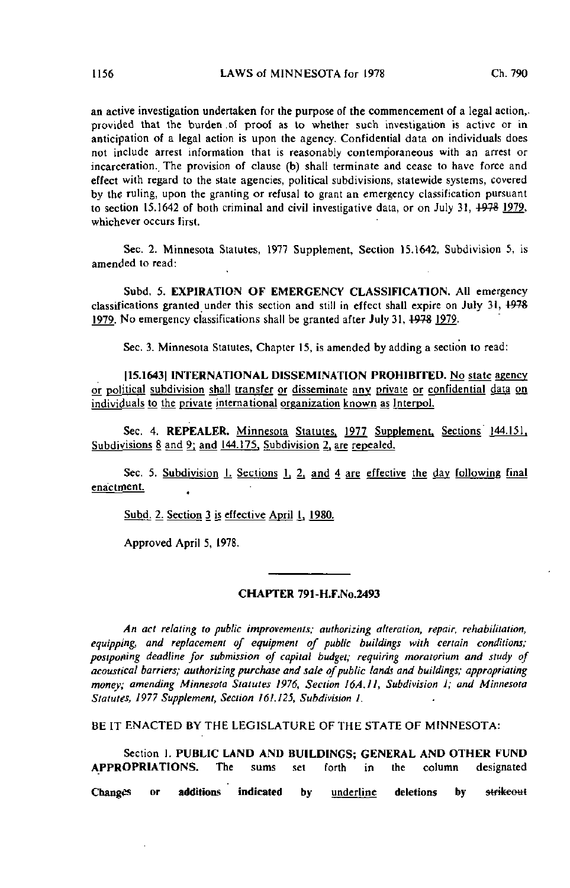an active investigation undertaken for the purpose of the commencement of a legal action, provided that the burden of proof as to whether such investigation is active or in anticipation of a legal action is upon the agency. Confidential data on individuals does not include arrest information that is reasonably contemporaneous with an arrest or incarceration. The provision of clause (b) shall terminate and cease to have force and effect with regard to the state agencies, political subdivisions, statewide systems, covered by the ruling, upon the granting or refusal to grant an emergency classification pursuant to section 15.1642 of both criminal and civil investigative data, or on July 31, ~~1978~~ 1979, whichever occurs first.

Sec. 2. Minnesota Statutes, 1977 Supplement, Section 15.1642, Subdivision 5, is amended to read:

Subd. 5. **EXPIRATION OF EMERGENCY CLASSIFICATION.** All emergency classifications granted under this section and still in effect shall expire on July 31, ~~1978~~ 1979. No emergency classifications shall be granted after July 31, ~~1978~~ 1979.

Sec. 3. Minnesota Statutes, Chapter 15, is amended by adding a section to read:

[15.1643] **INTERNATIONAL DISSEMINATION PROHIBITED.** No state agency or political subdivision shall transfer or disseminate any private or confidential data on individuals to the private international organization known as Interpol.

Sec. 4. **REPEALER.** Minnesota Statutes, 1977 Supplement, Sections 144.151, Subdivisions 8 and 9; and 144.175, Subdivision 2, are repealed.

Sec. 5. Subdivision 1. Sections 1, 2, and 4 are effective the day following final enactment.

Subd. 2. Section 3 is effective April 1, 1980.

Approved April 5, 1978.

---

## CHAPTER 791-H.F.No.2493

*An act relating to public improvements; authorizing alteration, repair, rehabilitation, equipping, and replacement of equipment of public buildings with certain conditions; postponing deadline for submission of capital budget; requiring moratorium and study of acoustical barriers; authorizing purchase and sale of public lands and buildings; appropriating money; amending Minnesota Statutes 1976, Section 16A.11, Subdivision 1; and Minnesota Statutes, 1977 Supplement, Section 161.125, Subdivision 1.*

BE IT ENACTED BY THE LEGISLATURE OF THE STATE OF MINNESOTA:

Section 1. **PUBLIC LAND AND BUILDINGS; GENERAL AND OTHER FUND APPROPRIATIONS.** The sums set forth in the column designated

Changes or additions indicated by underline deletions by ~~strikeout~~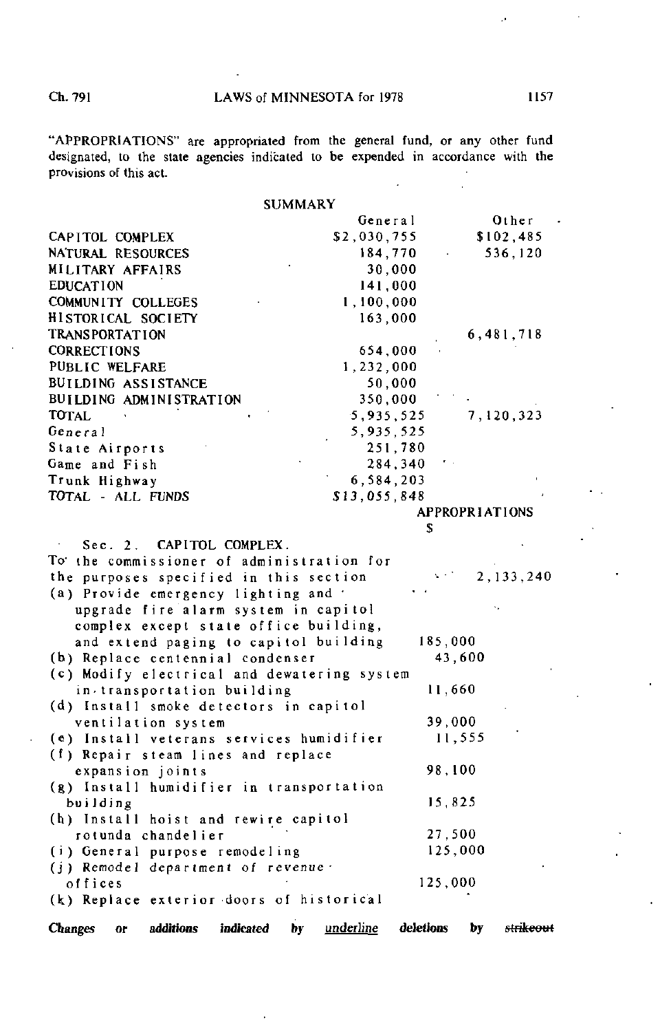"APPROPRIATIONS" are appropriated from the general fund, or any other fund designated, to the state agencies indicated to be expended in accordance with the provisions of this act.

SUMMARY

| | General | Other |
|---|---|---|
| CAPITOL COMPLEX | $2,030,755 | $102,485 |
| NATURAL RESOURCES | 184,770 | 536,120 |
| MILITARY AFFAIRS | 30,000 | |
| EDUCATION | 141,000 | |
| COMMUNITY COLLEGES | 1,100,000 | |
| HISTORICAL SOCIETY | 163,000 | |
| TRANSPORTATION | | 6,481,718 |
| CORRECTIONS | 654,000 | |
| PUBLIC WELFARE | 1,232,000 | |
| BUILDING ASSISTANCE | 50,000 | |
| BUILDING ADMINISTRATION | 350,000 | |
| TOTAL | 5,935,525 | 7,120,323 |
| General | 5,935,525 | |
| State Airports | 251,780 | |
| Game and Fish | 284,340 | |
| Trunk Highway | 6,584,203 | |
| TOTAL - ALL FUNDS | $13,055,848 | |

| | | APPROPRIATIONS $ |
|---|---|---|
| Sec. 2. CAPITOL COMPLEX. | | |
| To the commissioner of administration for the purposes specified in this section | | 2,133,240 |
| (a) Provide emergency lighting and upgrade fire alarm system in capitol complex except state office building, and extend paging to capitol building | 185,000 | |
| (b) Replace centennial condenser | 43,600 | |
| (c) Modify electrical and dewatering system in transportation building | 11,660 | |
| (d) Install smoke detectors in capitol ventilation system | 39,000 | |
| (e) Install veterans services humidifier | 11,555 | |
| (f) Repair steam lines and replace expansion joints | 98,100 | |
| (g) Install humidifier in transportation building | 15,825 | |
| (h) Install hoist and rewire capitol rotunda chandelier | 27,500 | |
| (i) General purpose remodeling | 125,000 | |
| (j) Remodel department of revenue offices | 125,000 | |
| (k) Replace exterior doors of historical | | |

**Changes or additions indicated by** underline **deletions by** ~~strikeout~~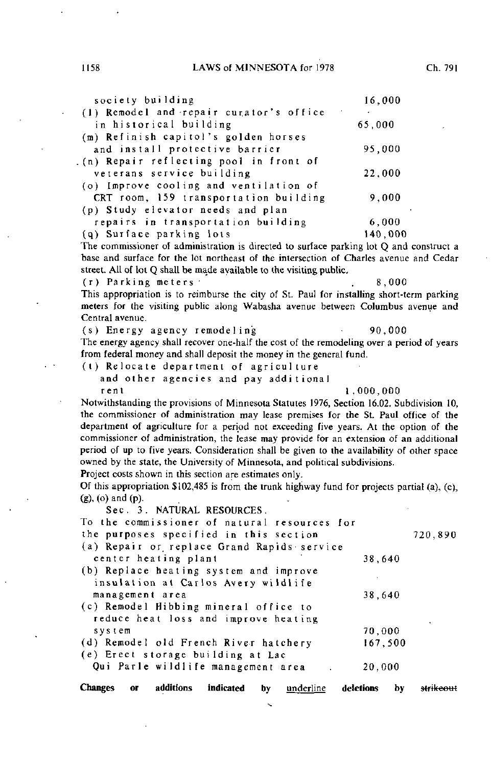society building 16,000

(l) Remodel and repair curator's office in historical building 65,000

(m) Refinish capitol's golden horses and install protective barrier 95,000

(n) Repair reflecting pool in front of veterans service building 22,000

(o) Improve cooling and ventilation of CRT room, 159 transportation building 9,000

(p) Study elevator needs and plan repairs in transportation building 6,000

(q) Surface parking lots 140,000

The commissioner of administration is directed to surface parking lot Q and construct a base and surface for the lot northeast of the intersection of Charles avenue and Cedar street. All of lot Q shall be made available to the visiting public.

(r) Parking meters 8,000

This appropriation is to reimburse the city of St. Paul for installing short-term parking meters for the visiting public along Wabasha avenue between Columbus avenue and Central avenue.

(s) Energy agency remodeling 90,000

The energy agency shall recover one-half the cost of the remodeling over a period of years from federal money and shall deposit the money in the general fund.

(t) Relocate department of agriculture and other agencies and pay additional rent 1,000,000

Notwithstanding the provisions of Minnesota Statutes 1976, Section 16.02, Subdivision 10, the commissioner of administration may lease premises for the St. Paul office of the department of agriculture for a period not exceeding five years. At the option of the commissioner of administration, the lease may provide for an extension of an additional period of up to five years. Consideration shall be given to the availability of other space owned by the state, the University of Minnesota, and political subdivisions.

Project costs shown in this section are estimates only.

Of this appropriation $102,485 is from the trunk highway fund for projects partial (a), (c), (g), (o) and (p).

Sec. 3. NATURAL RESOURCES.

To the commissioner of natural resources for the purposes specified in this section 720,890

(a) Repair or replace Grand Rapids service center heating plant 38,640

(b) Replace heating system and improve insulation at Carlos Avery wildlife management area 38,640

(c) Remodel Hibbing mineral office to reduce heat loss and improve heating system 70,000

(d) Remodel old French River hatchery 167,500

(e) Erect storage building at Lac Qui Parle wildlife management area 20,000

Changes or additions indicated by underline deletions by ~~strikeout~~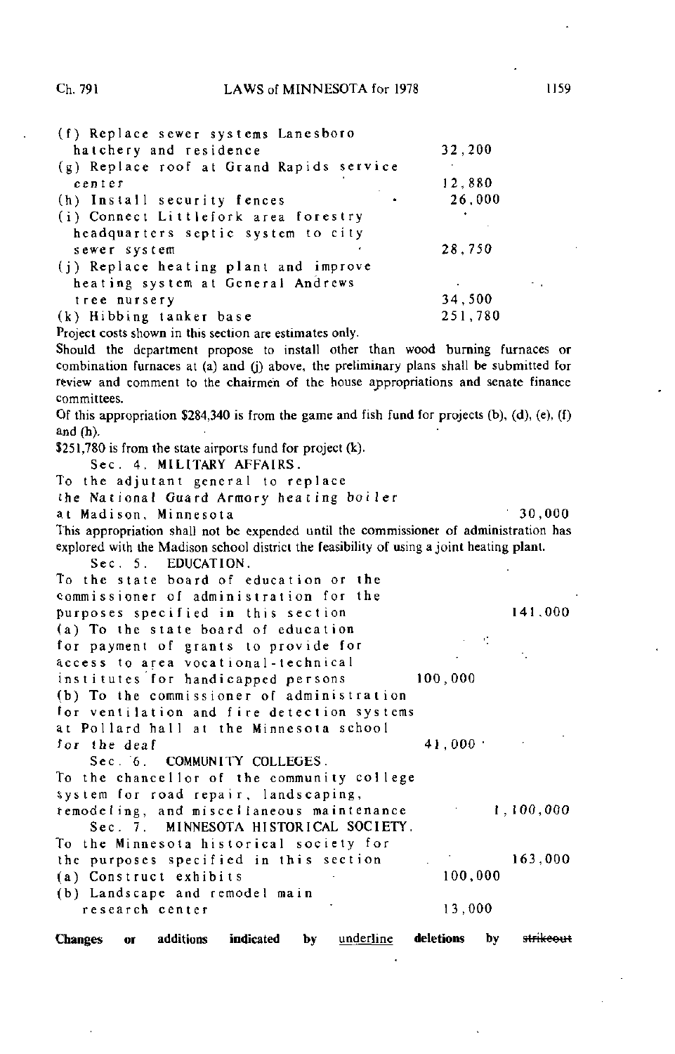| | | |
|---|---|---|
| (f) Replace sewer systems Lanesboro hatchery and residence | 32,200 | |
| (g) Replace roof at Grand Rapids service center | 12,880 | |
| (h) Install security fences | 26,000 | |
| (i) Connect Littlefork area forestry headquarters septic system to city sewer system | 28,750 | |
| (j) Replace heating plant and improve heating system at General Andrews tree nursery | 34,500 | |
| (k) Hibbing tanker base | 251,780 | |

Project costs shown in this section are estimates only.

Should the department propose to install other than wood burning furnaces or combination furnaces at (a) and (j) above, the preliminary plans shall be submitted for review and comment to the chairmen of the house appropriations and senate finance committees.

Of this appropriation $284,340 is from the game and fish fund for projects (b), (d), (e), (f) and (h).

$251,780 is from the state airports fund for project (k).

Sec. 4. MILITARY AFFAIRS.

| | | |
|---|---|---|
| To the adjutant general to replace the National Guard Armory heating boiler at Madison, Minnesota | | 30,000 |

This appropriation shall not be expended until the commissioner of administration has explored with the Madison school district the feasibility of using a joint heating plant.

Sec. 5. EDUCATION.

| | | |
|---|---|---|
| To the state board of education or the commissioner of administration for the purposes specified in this section | | 141,000 |
| (a) To the state board of education for payment of grants to provide for access to area vocational-technical institutes for handicapped persons | 100,000 | |
| (b) To the commissioner of administration for ventilation and fire detection systems at Pollard hall at the Minnesota school for the deaf | 41,000 | |

Sec. 6. COMMUNITY COLLEGES.

| | | |
|---|---|---|
| To the chancellor of the community college system for road repair, landscaping, remodeling, and miscellaneous maintenance | | 1,100,000 |

Sec. 7. MINNESOTA HISTORICAL SOCIETY.

| | | |
|---|---|---|
| To the Minnesota historical society for the purposes specified in this section | | 163,000 |
| (a) Construct exhibits | 100,000 | |
| (b) Landscape and remodel main research center | 13,000 | |

Changes or additions indicated by <u>underline</u> deletions by ~~strikeout~~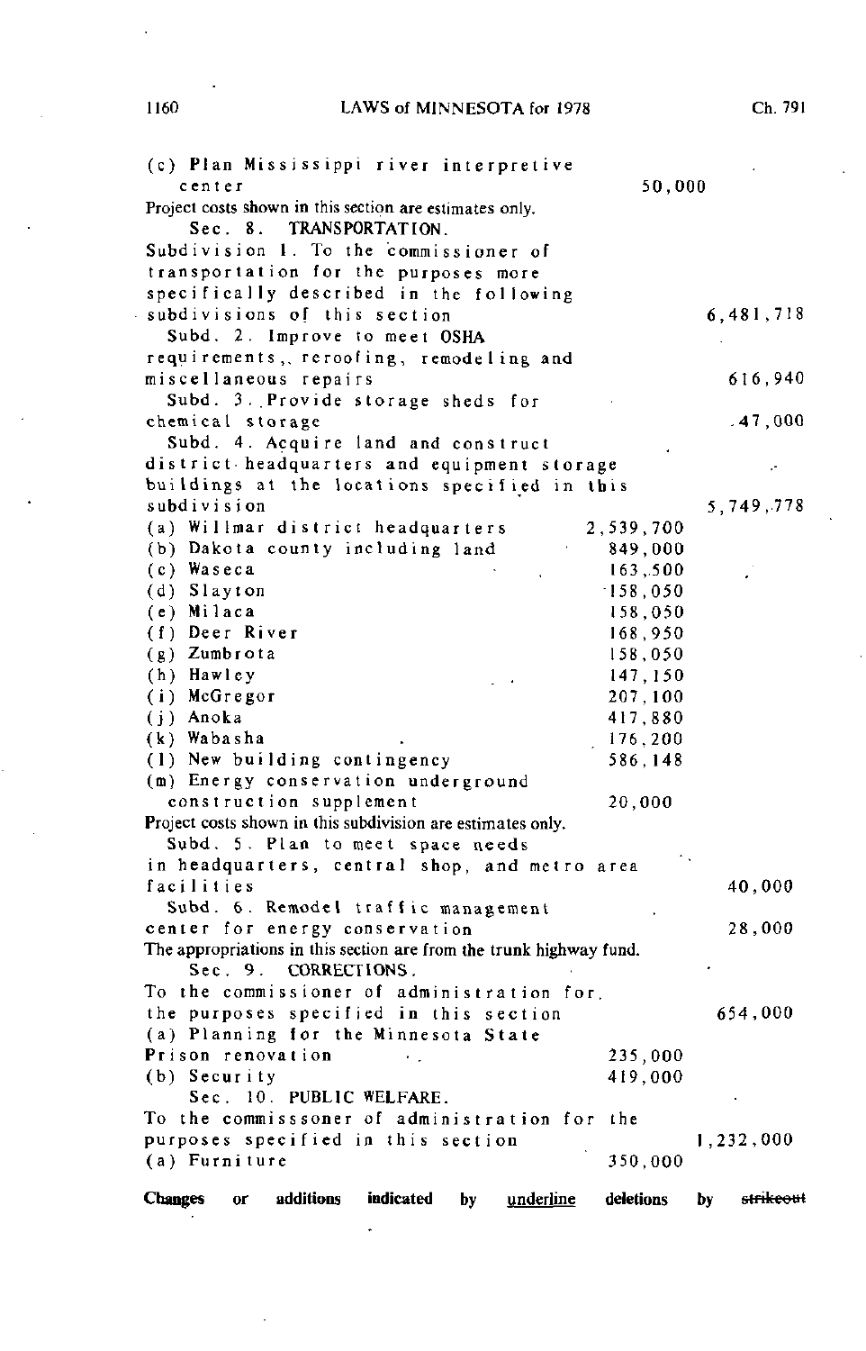(c) Plan Mississippi river interpretive center 50,000

Project costs shown in this section are estimates only.

Sec. 8. TRANSPORTATION.

Subdivision 1. To the commissioner of transportation for the purposes more specifically described in the following subdivisions of this section 6,481,718

Subd. 2. Improve to meet OSHA requirements, reroofing, remodeling and miscellaneous repairs 616,940

Subd. 3. Provide storage sheds for chemical storage 47,000

Subd. 4. Acquire land and construct district headquarters and equipment storage buildings at the locations specified in this subdivision 5,749,778

| | | |
|---|---|---|
| (a) Willmar district headquarters | 2,539,700 | |
| (b) Dakota county including land | 849,000 | |
| (c) Waseca | 163,500 | |
| (d) Slayton | 158,050 | |
| (e) Milaca | 158,050 | |
| (f) Deer River | 168,950 | |
| (g) Zumbrota | 158,050 | |
| (h) Hawley | 147,150 | |
| (i) McGregor | 207,100 | |
| (j) Anoka | 417,880 | |
| (k) Wabasha | 176,200 | |
| (l) New building contingency | 586,148 | |
| (m) Energy conservation underground construction supplement | 20,000 | |

Project costs shown in this subdivision are estimates only.

Subd. 5. Plan to meet space needs in headquarters, central shop, and metro area facilities 40,000

Subd. 6. Remodel traffic management center for energy conservation 28,000

The appropriations in this section are from the trunk highway fund.

Sec. 9. CORRECTIONS.

To the commissioner of administration for the purposes specified in this section 654,000

| | | |
|---|---|---|
| (a) Planning for the Minnesota State Prison renovation | 235,000 | |
| (b) Security | 419,000 | |

Sec. 10. PUBLIC WELFARE.

To the commisssoner of administration for the purposes specified in this section 1,232,000

| | | |
|---|---|---|
| (a) Furniture | 350,000 | |

Changes or additions indicated by <u>underline</u> deletions by ~~strikeout~~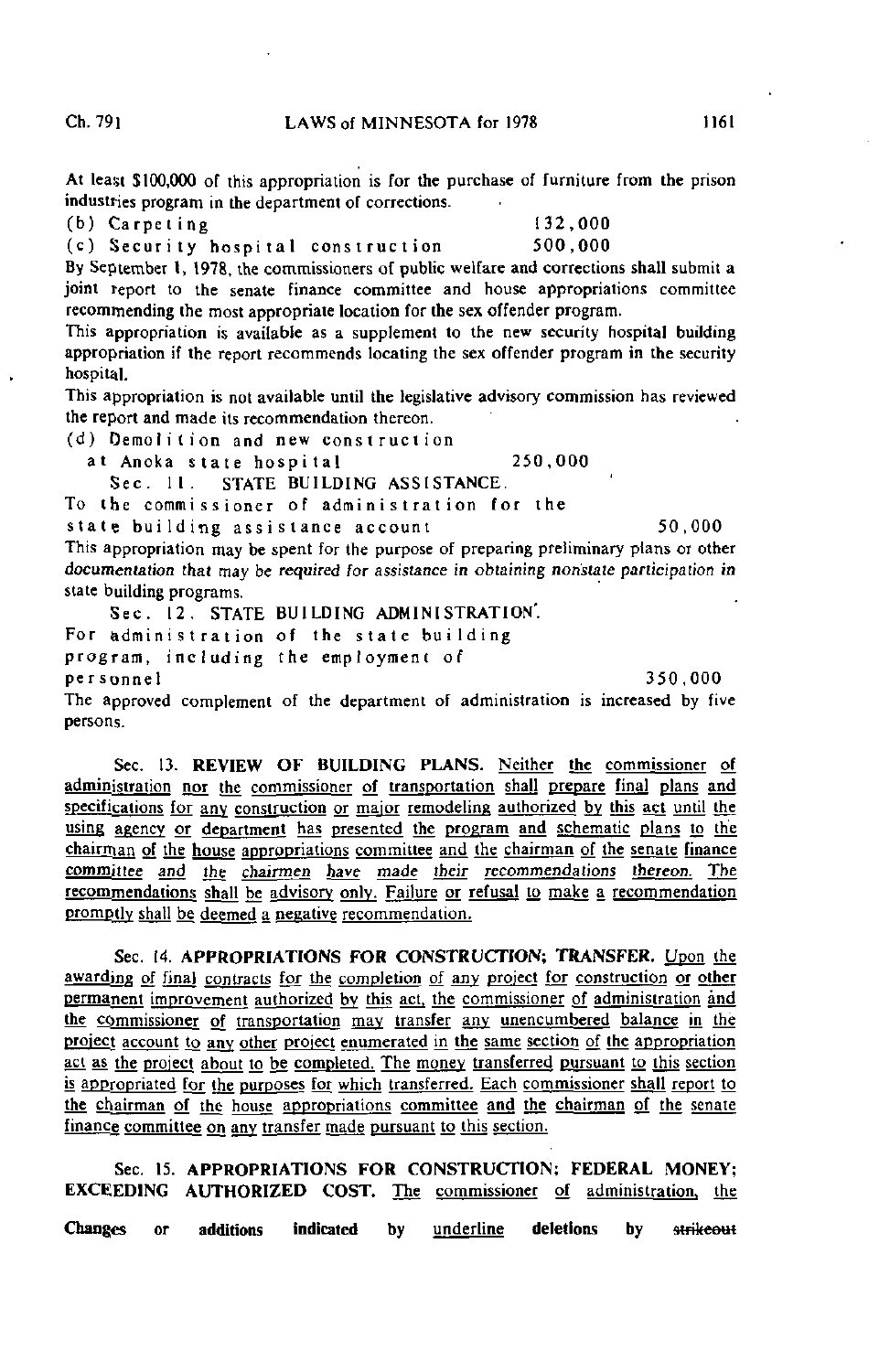At least $100,000 of this appropriation is for the purchase of furniture from the prison industries program in the department of corrections.

(b) Carpeting 132,000

(c) Security hospital construction 500,000

By September 1, 1978, the commissioners of public welfare and corrections shall submit a joint report to the senate finance committee and house appropriations committee recommending the most appropriate location for the sex offender program.

This appropriation is available as a supplement to the new security hospital building appropriation if the report recommends locating the sex offender program in the security hospital.

This appropriation is not available until the legislative advisory commission has reviewed the report and made its recommendation thereon.

(d) Demolition and new construction at Anoka state hospital 250,000

Sec. 11. STATE BUILDING ASSISTANCE.

To the commissioner of administration for the state building assistance account 50,000

This appropriation may be spent for the purpose of preparing preliminary plans or other documentation that may be required for assistance in obtaining nonstate participation in state building programs.

Sec. 12. STATE BUILDING ADMINISTRATION.

For administration of the state building program, including the employment of personnel 350,000

The approved complement of the department of administration is increased by five persons.

Sec. 13. **REVIEW OF BUILDING PLANS.** Neither the commissioner of administration nor the commissioner of transportation shall prepare final plans and specifications for any construction or major remodeling authorized by this act until the using agency or department has presented the program and schematic plans to the chairman of the house appropriations committee and the chairman of the senate finance committee and the chairmen have made their recommendations thereon. The recommendations shall be advisory only. Failure or refusal to make a recommendation promptly shall be deemed a negative recommendation.

Sec. 14. **APPROPRIATIONS FOR CONSTRUCTION; TRANSFER.** Upon the awarding of final contracts for the completion of any project for construction or other permanent improvement authorized by this act, the commissioner of administration and the commissioner of transportation may transfer any unencumbered balance in the project account to any other project enumerated in the same section of the appropriation act as the project about to be completed. The money transferred pursuant to this section is appropriated for the purposes for which transferred. Each commissioner shall report to the chairman of the house appropriations committee and the chairman of the senate finance committee on any transfer made pursuant to this section.

Sec. 15. **APPROPRIATIONS FOR CONSTRUCTION; FEDERAL MONEY; EXCEEDING AUTHORIZED COST.** The commissioner of administration, the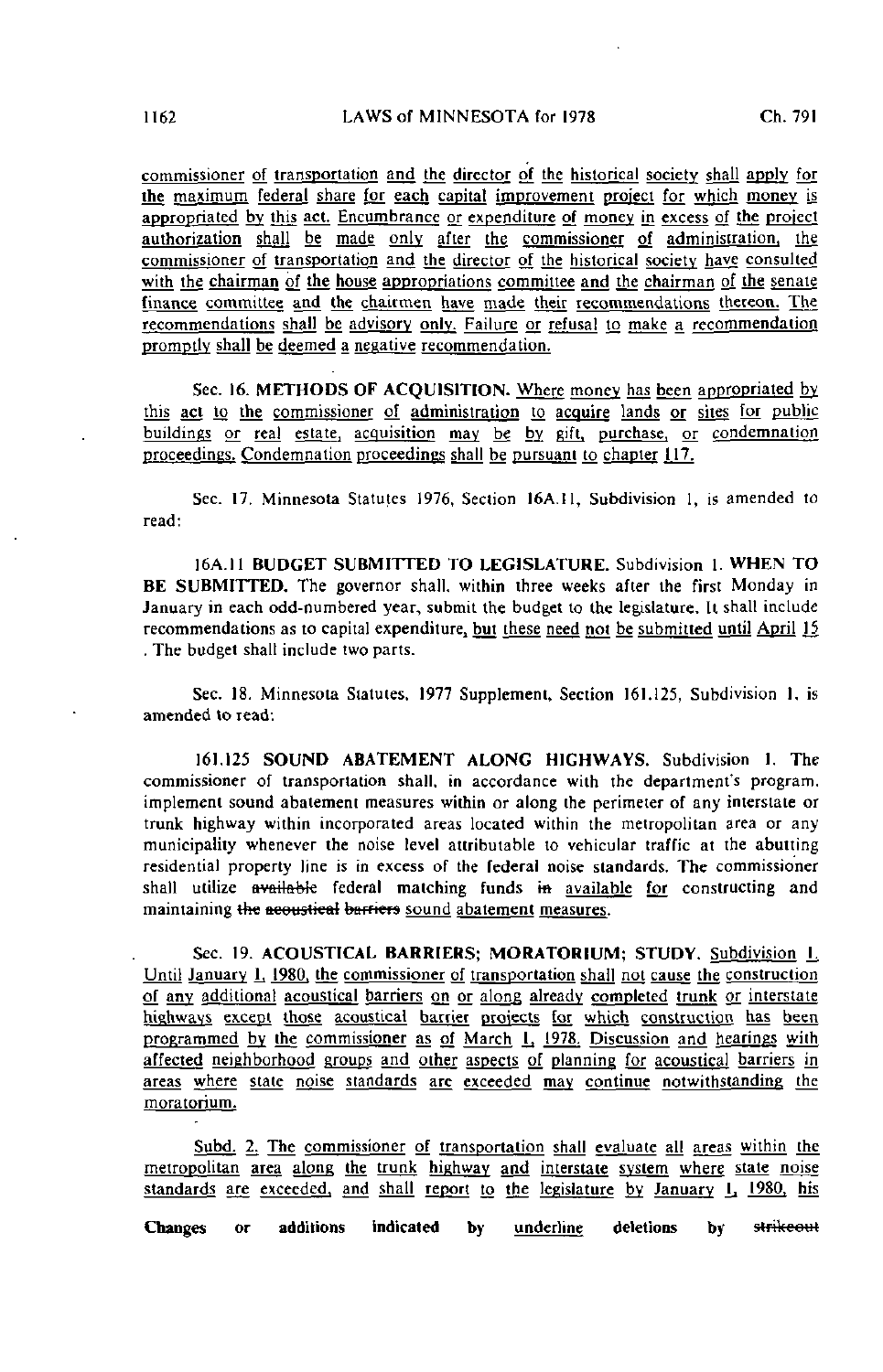commissioner of transportation and the director of the historical society shall apply for the maximum federal share for each capital improvement project for which money is appropriated by this act. Encumbrance or expenditure of money in excess of the project authorization shall be made only after the commissioner of administration, the commissioner of transportation and the director of the historical society have consulted with the chairman of the house appropriations committee and the chairman of the senate finance committee and the chairmen have made their recommendations thereon. The recommendations shall be advisory only. Failure or refusal to make a recommendation promptly shall be deemed a negative recommendation.

Sec. 16. **METHODS OF ACQUISITION.** Where money has been appropriated by this act to the commissioner of administration to acquire lands or sites for public buildings or real estate, acquisition may be by gift, purchase, or condemnation proceedings. Condemnation proceedings shall be pursuant to chapter 117.

Sec. 17. Minnesota Statutes 1976, Section 16A.11, Subdivision 1, is amended to read:

16A.11 **BUDGET SUBMITTED TO LEGISLATURE.** Subdivision 1. **WHEN TO BE SUBMITTED.** The governor shall, within three weeks after the first Monday in January in each odd-numbered year, submit the budget to the legislature. It shall include recommendations as to capital expenditure, but these need not be submitted until April 15 . The budget shall include two parts.

Sec. 18. Minnesota Statutes, 1977 Supplement, Section 161.125, Subdivision 1, is amended to read:

161.125 **SOUND ABATEMENT ALONG HIGHWAYS.** Subdivision 1. The commissioner of transportation shall, in accordance with the department's program, implement sound abatement measures within or along the perimeter of any interstate or trunk highway within incorporated areas located within the metropolitan area or any municipality whenever the noise level attributable to vehicular traffic at the abutting residential property line is in excess of the federal noise standards. The commissioner shall utilize ~~available~~ federal matching funds ~~in~~ available for constructing and maintaining ~~the acoustical barriers~~ sound abatement measures.

Sec. 19. **ACOUSTICAL BARRIERS; MORATORIUM; STUDY.** Subdivision 1. Until January 1, 1980, the commissioner of transportation shall not cause the construction of any additional acoustical barriers on or along already completed trunk or interstate highways except those acoustical barrier projects for which construction has been programmed by the commissioner as of March 1, 1978. Discussion and hearings with affected neighborhood groups and other aspects of planning for acoustical barriers in areas where state noise standards are exceeded may continue notwithstanding the moratorium.

Subd. 2. The commissioner of transportation shall evaluate all areas within the metropolitan area along the trunk highway and interstate system where state noise standards are exceeded, and shall report to the legislature by January 1, 1980, his

**Changes or additions indicated by** underline **deletions by** ~~strikeout~~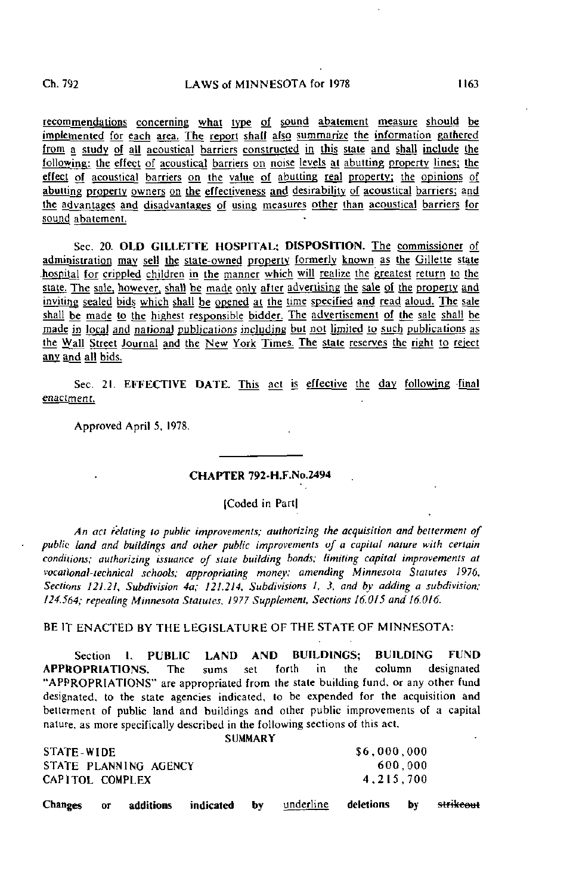recommendations concerning what type of sound abatement measure should be implemented for each area. The report shall also summarize the information gathered from a study of all acoustical barriers constructed in this state and shall include the following: the effect of acoustical barriers on noise levels at abutting property lines; the effect of acoustical barriers on the value of abutting real property; the opinions of abutting property owners on the effectiveness and desirability of acoustical barriers; and the advantages and disadvantages of using measures other than acoustical barriers for sound abatement.

Sec. 20. **OLD GILLETTE HOSPITAL; DISPOSITION.** The commissioner of administration may sell the state-owned property formerly known as the Gillette state hospital for crippled children in the manner which will realize the greatest return to the state. The sale, however, shall be made only after advertising the sale of the property and inviting sealed bids which shall be opened at the time specified and read aloud. The sale shall be made to the highest responsible bidder. The advertisement of the sale shall be made in local and national publications including but not limited to such publications as the Wall Street Journal and the New York Times. The state reserves the right to reject any and all bids.

Sec. 21. **EFFECTIVE DATE.** This act is effective the day following final enactment.

Approved April 5, 1978.

## CHAPTER 792-H.F.No.2494

[Coded in Part]

*An act relating to public improvements; authorizing the acquisition and betterment of public land and buildings and other public improvements of a capital nature with certain conditions; authorizing issuance of state building bonds; limiting capital improvements at vocational-technical schools; appropriating money; amending Minnesota Statutes 1976, Sections 121.21, Subdivision 4a; 121.214, Subdivisions 1, 3, and by adding a subdivision; 124.564; repealing Minnesota Statutes, 1977 Supplement, Sections 16.015 and 16.016.*

BE IT ENACTED BY THE LEGISLATURE OF THE STATE OF MINNESOTA:

Section 1. **PUBLIC LAND AND BUILDINGS; BUILDING FUND APPROPRIATIONS.** The sums set forth in the column designated "APPROPRIATIONS" are appropriated from the state building fund, or any other fund designated, to the state agencies indicated, to be expended for the acquisition and betterment of public land and buildings and other public improvements of a capital nature, as more specifically described in the following sections of this act.

SUMMARY

| | |
|---|---|
| STATE-WIDE | $6,000,000 |
| STATE PLANNING AGENCY | 600,000 |
| CAPITOL COMPLEX | 4,215,700 |

Changes or additions indicated by underline deletions by ~~strikeout~~